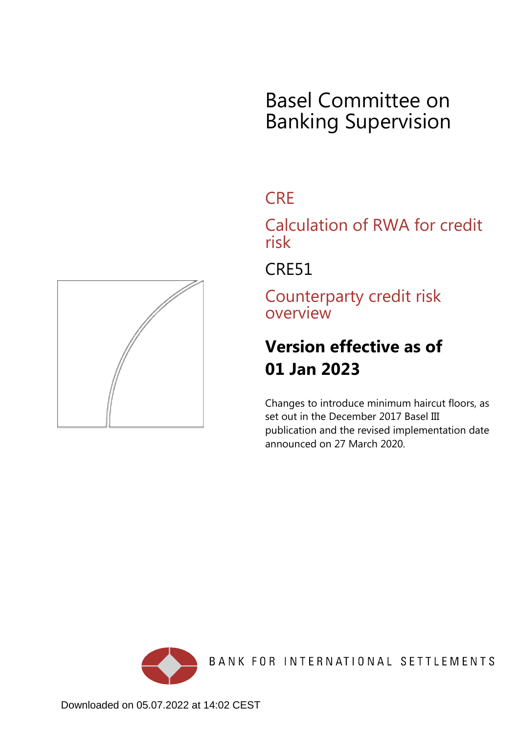# Basel Committee on Banking Supervision

## CRE

## Calculation of RWA for credit risk

## CRE51

## Counterparty credit risk overview

**Version effective as of**

**01 Jan 2023**

Changes to introduce minimum haircut floors, as set out in the December 2017 Basel III publication and the revised implementation date announced on 27 March 2020.

BANK FOR INTERNATIONAL SETTLEMENTS

Downloaded on 05.07.2022 at 14:02 CEST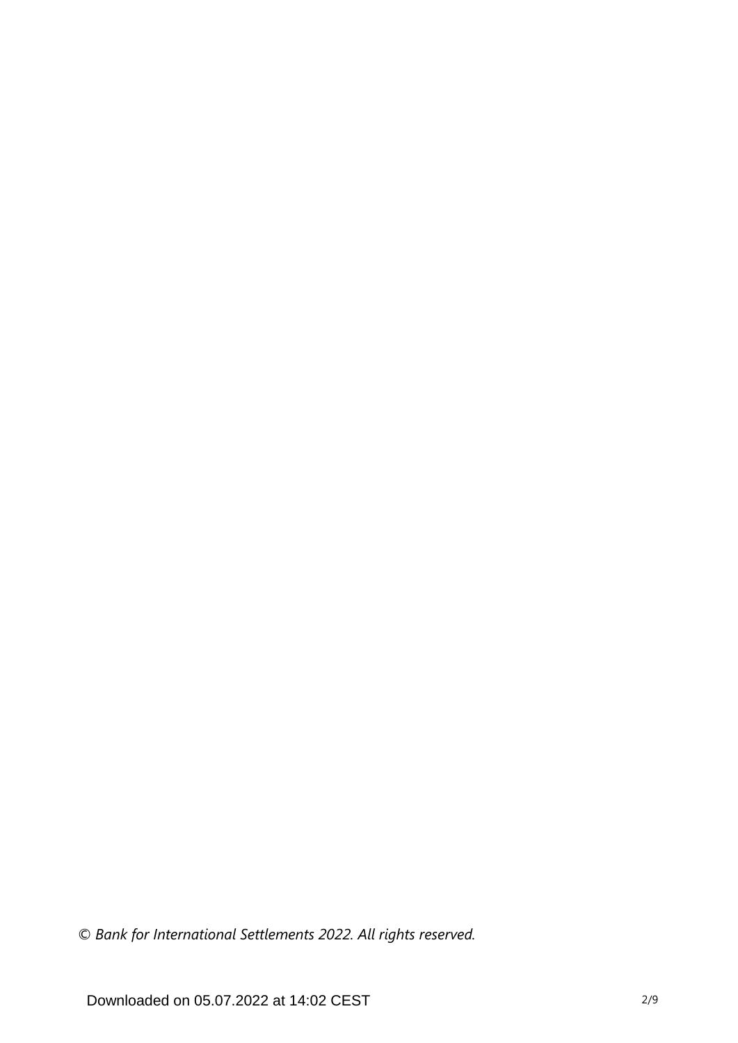*© Bank for International Settlements 2022. All rights reserved.*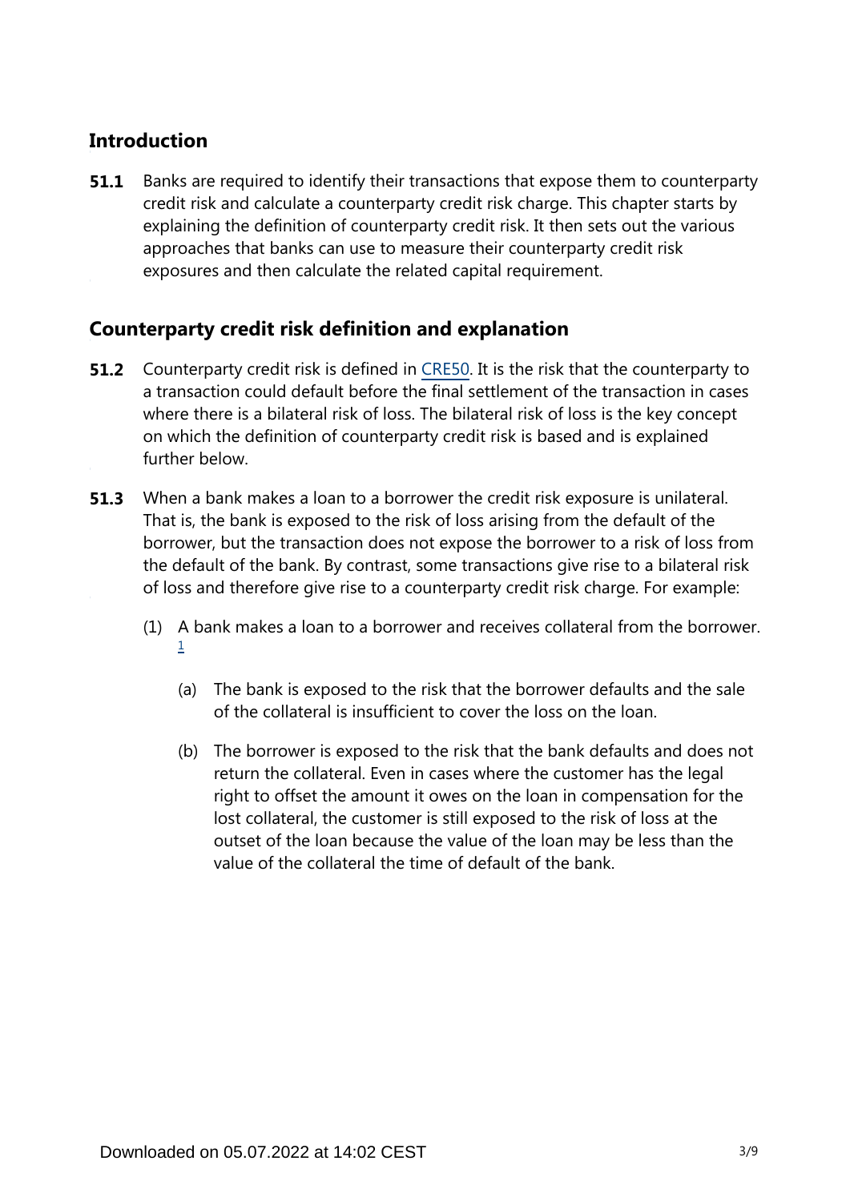## Introduction

**51.1** Banks are required to identify their transactions that expose them to counterparty credit risk and calculate a counterparty credit risk charge. This chapter starts by explaining the definition of counterparty credit risk. It then sets out the various approaches that banks can use to measure their counterparty credit risk exposures and then calculate the related capital requirement.

## Counterparty credit risk definition and explanation

**51.2** Counterparty credit risk is defined in CRE50. It is the risk that the counterparty to a transaction could default before the final settlement of the transaction in cases where there is a bilateral risk of loss. The bilateral risk of loss is the key concept on which the definition of counterparty credit risk is based and is explained further below.

**51.3** When a bank makes a loan to a borrower the credit risk exposure is unilateral. That is, the bank is exposed to the risk of loss arising from the default of the borrower, but the transaction does not expose the borrower to a risk of loss from the default of the bank. By contrast, some transactions give rise to a bilateral risk of loss and therefore give rise to a counterparty credit risk charge. For example:

(1) A bank makes a loan to a borrower and receives collateral from the borrower. [1]

(a) The bank is exposed to the risk that the borrower defaults and the sale of the collateral is insufficient to cover the loss on the loan.

(b) The borrower is exposed to the risk that the bank defaults and does not return the collateral. Even in cases where the customer has the legal right to offset the amount it owes on the loan in compensation for the lost collateral, the customer is still exposed to the risk of loss at the outset of the loan because the value of the loan may be less than the value of the collateral the time of default of the bank.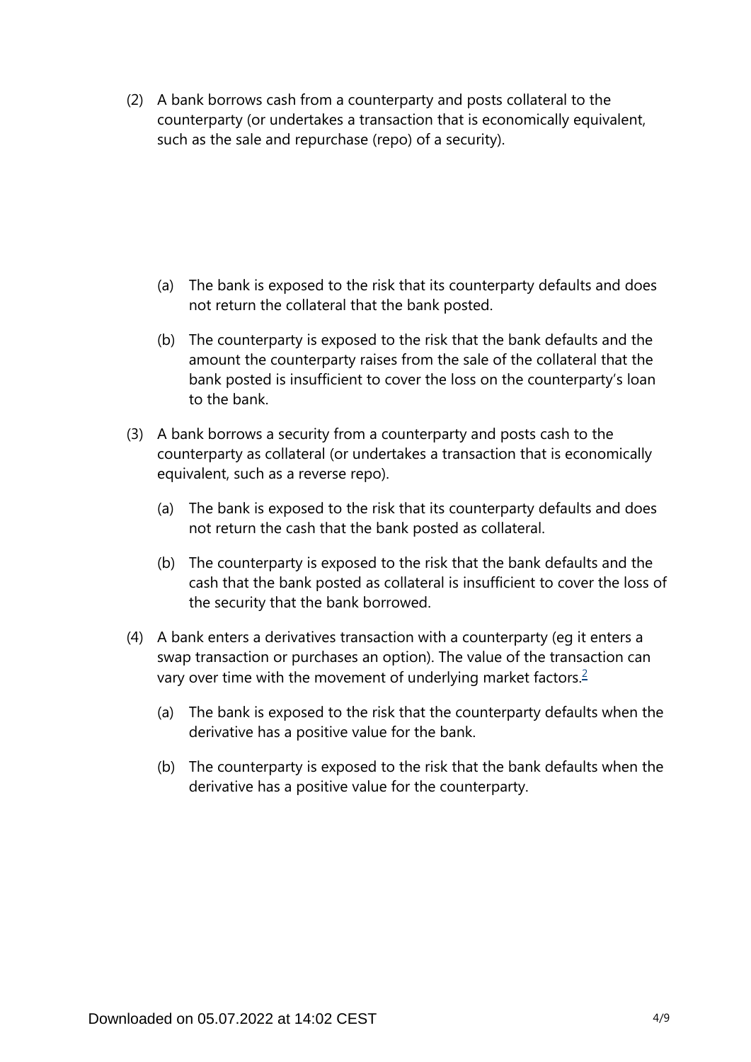(2) A bank borrows cash from a counterparty and posts collateral to the counterparty (or undertakes a transaction that is economically equivalent, such as the sale and repurchase (repo) of a security).

   (a) The bank is exposed to the risk that its counterparty defaults and does not return the collateral that the bank posted.

   (b) The counterparty is exposed to the risk that the bank defaults and the amount the counterparty raises from the sale of the collateral that the bank posted is insufficient to cover the loss on the counterparty's loan to the bank.

(3) A bank borrows a security from a counterparty and posts cash to the counterparty as collateral (or undertakes a transaction that is economically equivalent, such as a reverse repo).

   (a) The bank is exposed to the risk that its counterparty defaults and does not return the cash that the bank posted as collateral.

   (b) The counterparty is exposed to the risk that the bank defaults and the cash that the bank posted as collateral is insufficient to cover the loss of the security that the bank borrowed.

(4) A bank enters a derivatives transaction with a counterparty (eg it enters a swap transaction or purchases an option). The value of the transaction can vary over time with the movement of underlying market factors.[2]

   (a) The bank is exposed to the risk that the counterparty defaults when the derivative has a positive value for the bank.

   (b) The counterparty is exposed to the risk that the bank defaults when the derivative has a positive value for the counterparty.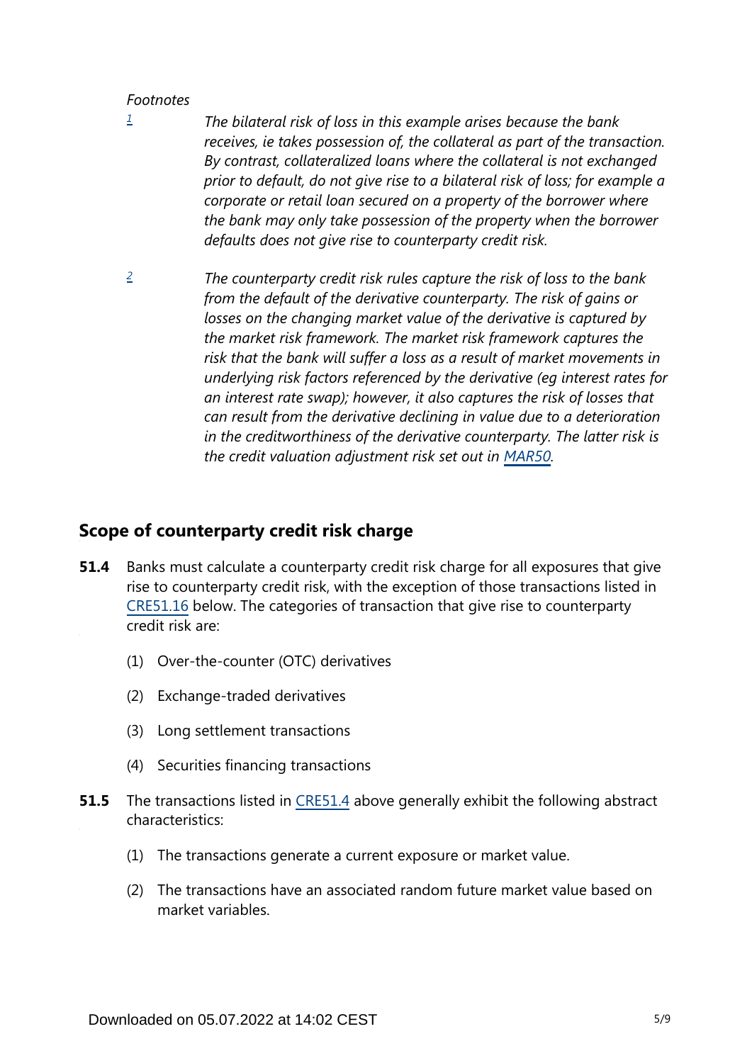*Footnotes*

[1] *The bilateral risk of loss in this example arises because the bank receives, ie takes possession of, the collateral as part of the transaction. By contrast, collateralized loans where the collateral is not exchanged prior to default, do not give rise to a bilateral risk of loss; for example a corporate or retail loan secured on a property of the borrower where the bank may only take possession of the property when the borrower defaults does not give rise to counterparty credit risk.*

[2] *The counterparty credit risk rules capture the risk of loss to the bank from the default of the derivative counterparty. The risk of gains or losses on the changing market value of the derivative is captured by the market risk framework. The market risk framework captures the risk that the bank will suffer a loss as a result of market movements in underlying risk factors referenced by the derivative (eg interest rates for an interest rate swap); however, it also captures the risk of losses that can result from the derivative declining in value due to a deterioration in the creditworthiness of the derivative counterparty. The latter risk is the credit valuation adjustment risk set out in MAR50.*

## Scope of counterparty credit risk charge

**51.4** Banks must calculate a counterparty credit risk charge for all exposures that give rise to counterparty credit risk, with the exception of those transactions listed in CRE51.16 below. The categories of transaction that give rise to counterparty credit risk are:

(1) Over-the-counter (OTC) derivatives

(2) Exchange-traded derivatives

(3) Long settlement transactions

(4) Securities financing transactions

**51.5** The transactions listed in CRE51.4 above generally exhibit the following abstract characteristics:

(1) The transactions generate a current exposure or market value.

(2) The transactions have an associated random future market value based on market variables.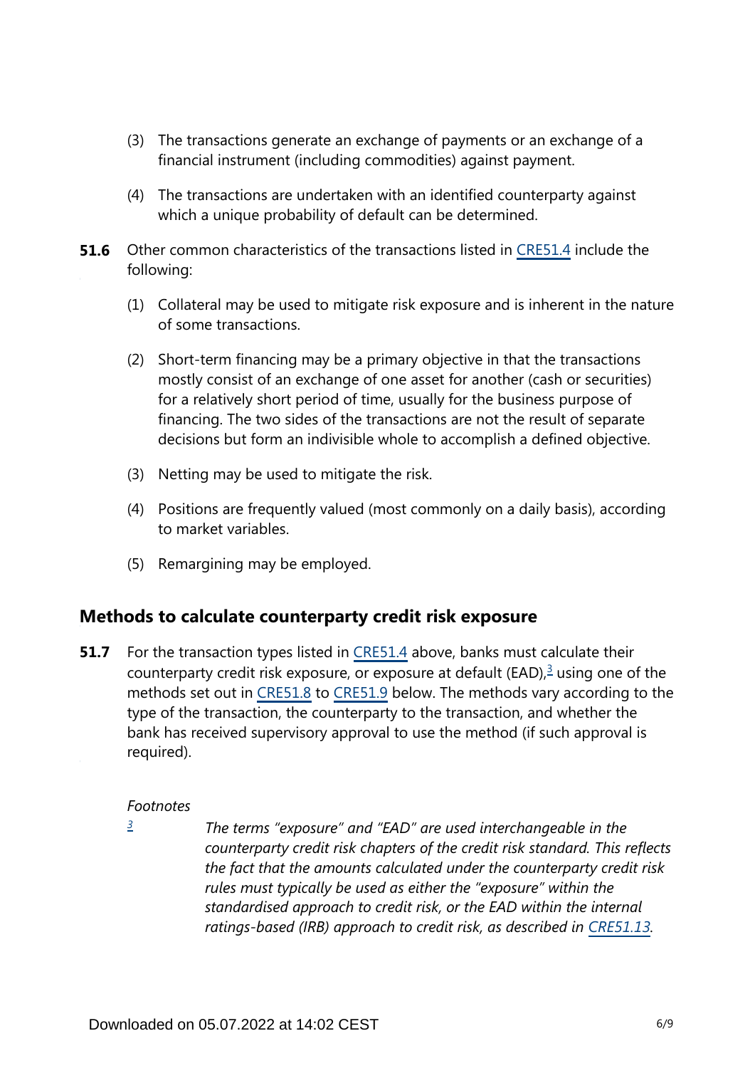(3) The transactions generate an exchange of payments or an exchange of a financial instrument (including commodities) against payment.

(4) The transactions are undertaken with an identified counterparty against which a unique probability of default can be determined.

**51.6** Other common characteristics of the transactions listed in CRE51.4 include the following:

(1) Collateral may be used to mitigate risk exposure and is inherent in the nature of some transactions.

(2) Short-term financing may be a primary objective in that the transactions mostly consist of an exchange of one asset for another (cash or securities) for a relatively short period of time, usually for the business purpose of financing. The two sides of the transactions are not the result of separate decisions but form an indivisible whole to accomplish a defined objective.

(3) Netting may be used to mitigate the risk.

(4) Positions are frequently valued (most commonly on a daily basis), according to market variables.

(5) Remargining may be employed.

## Methods to calculate counterparty credit risk exposure

**51.7** For the transaction types listed in CRE51.4 above, banks must calculate their counterparty credit risk exposure, or exposure at default (EAD),[3] using one of the methods set out in CRE51.8 to CRE51.9 below. The methods vary according to the type of the transaction, the counterparty to the transaction, and whether the bank has received supervisory approval to use the method (if such approval is required).

*Footnotes*

[3] *The terms "exposure" and "EAD" are used interchangeable in the counterparty credit risk chapters of the credit risk standard. This reflects the fact that the amounts calculated under the counterparty credit risk rules must typically be used as either the "exposure" within the standardised approach to credit risk, or the EAD within the internal ratings-based (IRB) approach to credit risk, as described in CRE51.13.*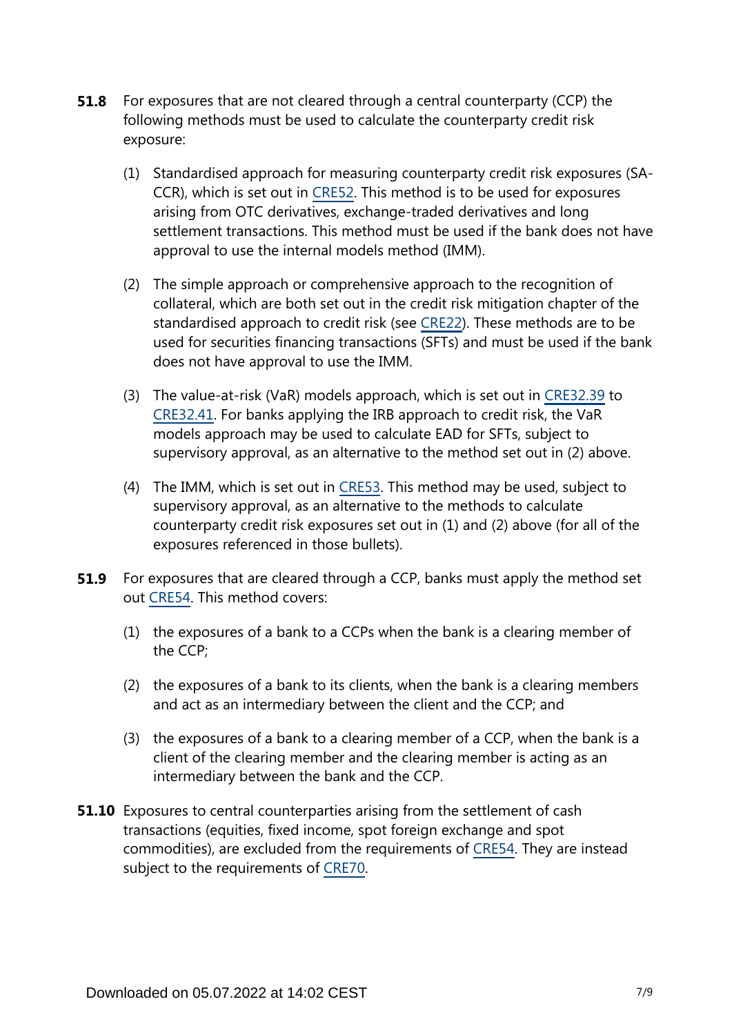**51.8** For exposures that are not cleared through a central counterparty (CCP) the following methods must be used to calculate the counterparty credit risk exposure:

(1) Standardised approach for measuring counterparty credit risk exposures (SA-CCR), which is set out in CRE52. This method is to be used for exposures arising from OTC derivatives, exchange-traded derivatives and long settlement transactions. This method must be used if the bank does not have approval to use the internal models method (IMM).

(2) The simple approach or comprehensive approach to the recognition of collateral, which are both set out in the credit risk mitigation chapter of the standardised approach to credit risk (see CRE22). These methods are to be used for securities financing transactions (SFTs) and must be used if the bank does not have approval to use the IMM.

(3) The value-at-risk (VaR) models approach, which is set out in CRE32.39 to CRE32.41. For banks applying the IRB approach to credit risk, the VaR models approach may be used to calculate EAD for SFTs, subject to supervisory approval, as an alternative to the method set out in (2) above.

(4) The IMM, which is set out in CRE53. This method may be used, subject to supervisory approval, as an alternative to the methods to calculate counterparty credit risk exposures set out in (1) and (2) above (for all of the exposures referenced in those bullets).

**51.9** For exposures that are cleared through a CCP, banks must apply the method set out CRE54. This method covers:

(1) the exposures of a bank to a CCPs when the bank is a clearing member of the CCP;

(2) the exposures of a bank to its clients, when the bank is a clearing members and act as an intermediary between the client and the CCP; and

(3) the exposures of a bank to a clearing member of a CCP, when the bank is a client of the clearing member and the clearing member is acting as an intermediary between the bank and the CCP.

**51.10** Exposures to central counterparties arising from the settlement of cash transactions (equities, fixed income, spot foreign exchange and spot commodities), are excluded from the requirements of CRE54. They are instead subject to the requirements of CRE70.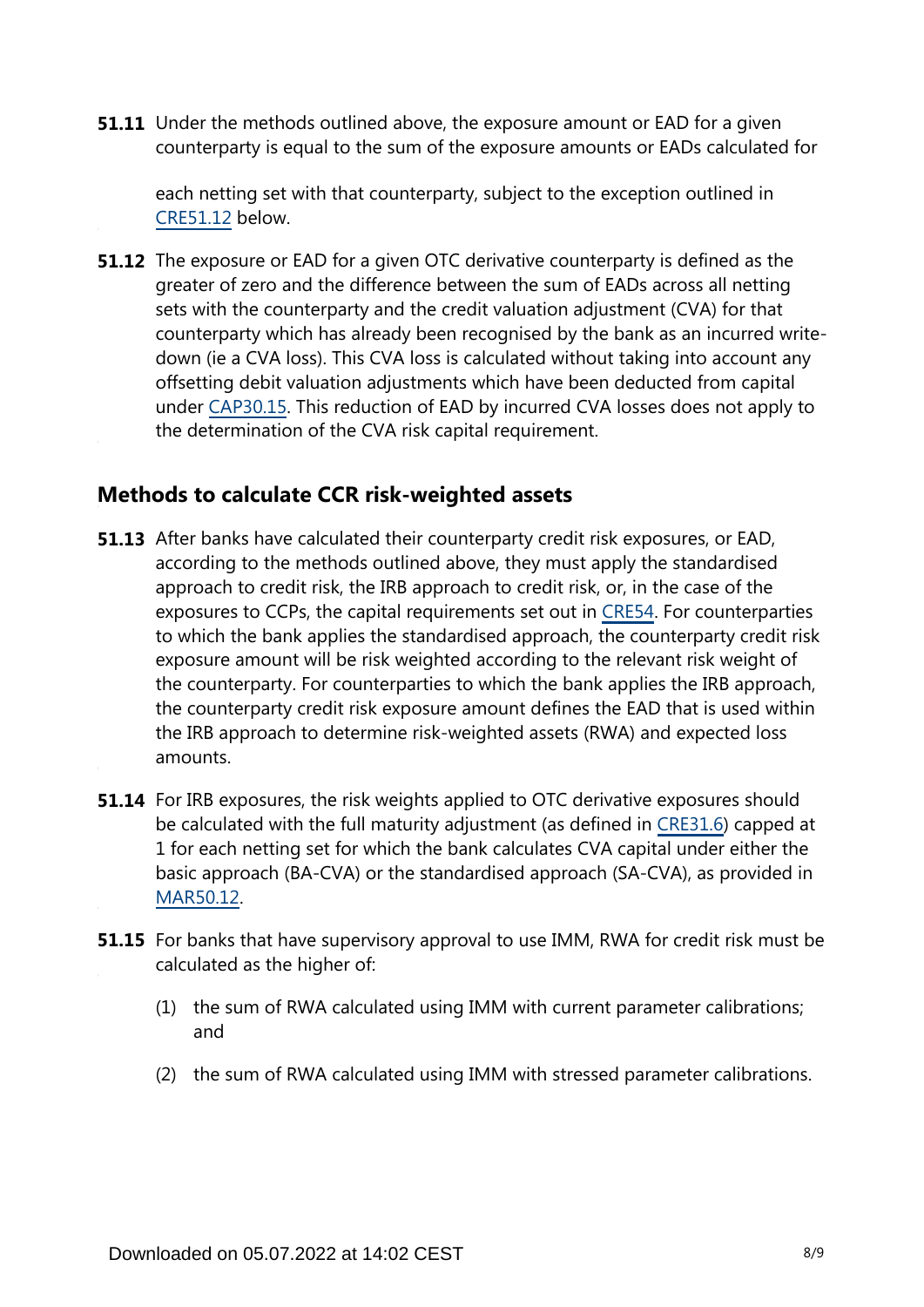**51.11** Under the methods outlined above, the exposure amount or EAD for a given counterparty is equal to the sum of the exposure amounts or EADs calculated for each netting set with that counterparty, subject to the exception outlined in CRE51.12 below.

**51.12** The exposure or EAD for a given OTC derivative counterparty is defined as the greater of zero and the difference between the sum of EADs across all netting sets with the counterparty and the credit valuation adjustment (CVA) for that counterparty which has already been recognised by the bank as an incurred write-down (ie a CVA loss). This CVA loss is calculated without taking into account any offsetting debit valuation adjustments which have been deducted from capital under CAP30.15. This reduction of EAD by incurred CVA losses does not apply to the determination of the CVA risk capital requirement.

## Methods to calculate CCR risk-weighted assets

**51.13** After banks have calculated their counterparty credit risk exposures, or EAD, according to the methods outlined above, they must apply the standardised approach to credit risk, the IRB approach to credit risk, or, in the case of the exposures to CCPs, the capital requirements set out in CRE54. For counterparties to which the bank applies the standardised approach, the counterparty credit risk exposure amount will be risk weighted according to the relevant risk weight of the counterparty. For counterparties to which the bank applies the IRB approach, the counterparty credit risk exposure amount defines the EAD that is used within the IRB approach to determine risk-weighted assets (RWA) and expected loss amounts.

**51.14** For IRB exposures, the risk weights applied to OTC derivative exposures should be calculated with the full maturity adjustment (as defined in CRE31.6) capped at 1 for each netting set for which the bank calculates CVA capital under either the basic approach (BA-CVA) or the standardised approach (SA-CVA), as provided in MAR50.12.

**51.15** For banks that have supervisory approval to use IMM, RWA for credit risk must be calculated as the higher of:

(1) the sum of RWA calculated using IMM with current parameter calibrations; and

(2) the sum of RWA calculated using IMM with stressed parameter calibrations.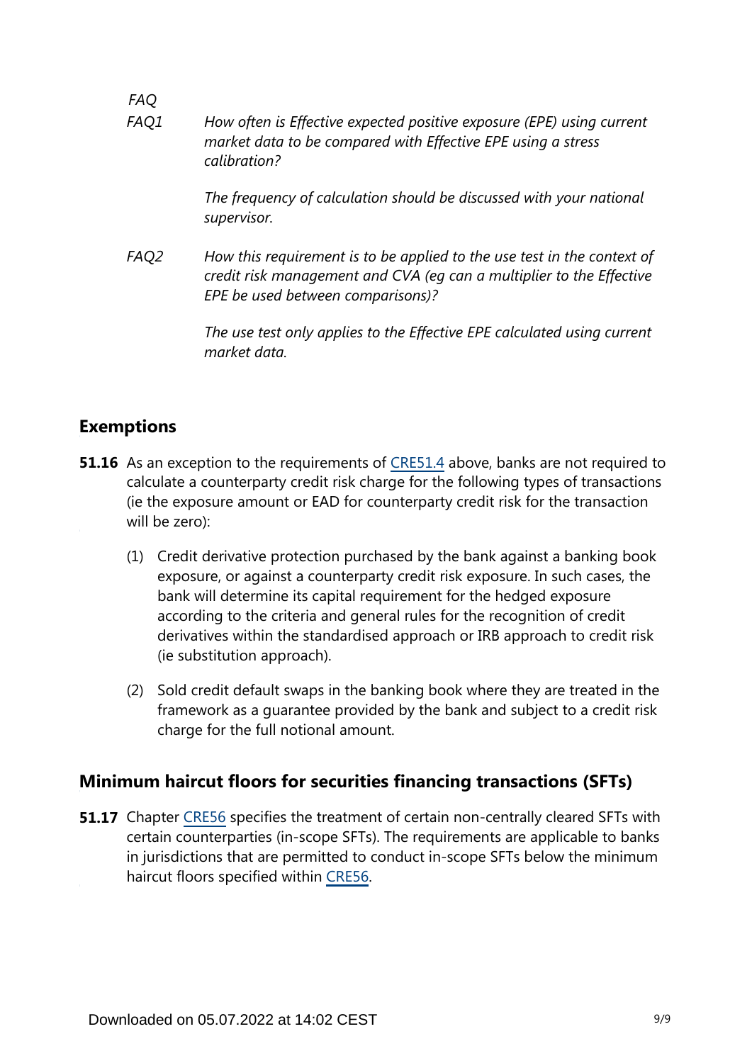*FAQ*

*FAQ1* *How often is Effective expected positive exposure (EPE) using current market data to be compared with Effective EPE using a stress calibration?*

*The frequency of calculation should be discussed with your national supervisor.*

*FAQ2* *How this requirement is to be applied to the use test in the context of credit risk management and CVA (eg can a multiplier to the Effective EPE be used between comparisons)?*

*The use test only applies to the Effective EPE calculated using current market data.*

## Exemptions

**51.16** As an exception to the requirements of CRE51.4 above, banks are not required to calculate a counterparty credit risk charge for the following types of transactions (ie the exposure amount or EAD for counterparty credit risk for the transaction will be zero):

(1) Credit derivative protection purchased by the bank against a banking book exposure, or against a counterparty credit risk exposure. In such cases, the bank will determine its capital requirement for the hedged exposure according to the criteria and general rules for the recognition of credit derivatives within the standardised approach or IRB approach to credit risk (ie substitution approach).

(2) Sold credit default swaps in the banking book where they are treated in the framework as a guarantee provided by the bank and subject to a credit risk charge for the full notional amount.

## Minimum haircut floors for securities financing transactions (SFTs)

**51.17** Chapter CRE56 specifies the treatment of certain non-centrally cleared SFTs with certain counterparties (in-scope SFTs). The requirements are applicable to banks in jurisdictions that are permitted to conduct in-scope SFTs below the minimum haircut floors specified within CRE56.

Downloaded on 05.07.2022 at 14:02 CEST